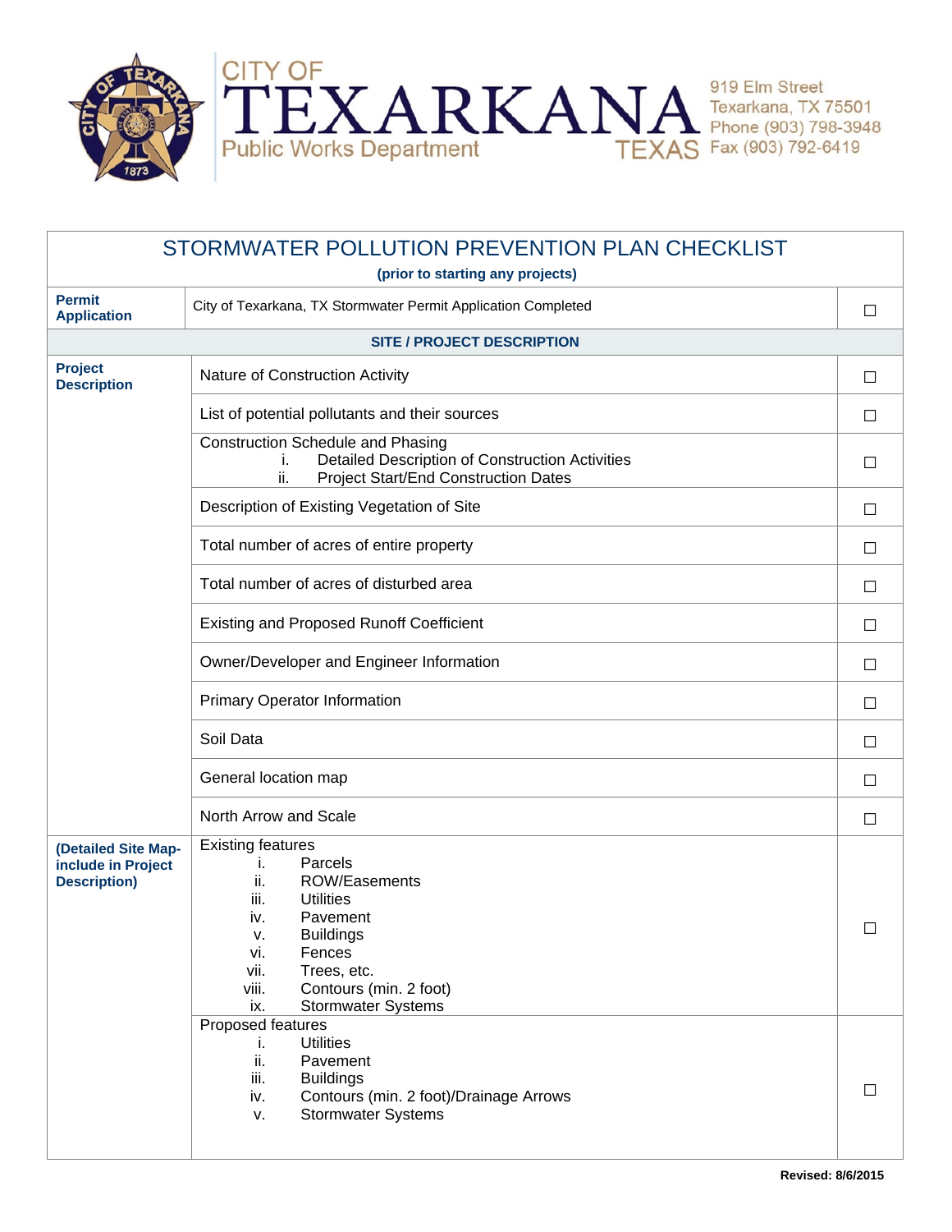CITY OF
# TEXARKANA
Public Works Department
TEXAS

919 Elm Street
Texarkana, TX 75501
Phone (903) 798-3948
Fax (903) 792-6419

## STORMWATER POLLUTION PREVENTION PLAN CHECKLIST

**(prior to starting any projects)**

| | | |
|---|---|---|
| **Permit Application** | City of Texarkana, TX Stormwater Permit Application Completed | ☐ |
| | **SITE / PROJECT DESCRIPTION** | |
| **Project Description** | Nature of Construction Activity | ☐ |
| | List of potential pollutants and their sources | ☐ |
| | Construction Schedule and Phasing<br>i. Detailed Description of Construction Activities<br>ii. Project Start/End Construction Dates | ☐ |
| | Description of Existing Vegetation of Site | ☐ |
| | Total number of acres of entire property | ☐ |
| | Total number of acres of disturbed area | ☐ |
| | Existing and Proposed Runoff Coefficient | ☐ |
| | Owner/Developer and Engineer Information | ☐ |
| | Primary Operator Information | ☐ |
| | Soil Data | ☐ |
| | General location map | ☐ |
| | North Arrow and Scale | ☐ |
| **(Detailed Site Map-include in Project Description)** | Existing features<br>i. Parcels<br>ii. ROW/Easements<br>iii. Utilities<br>iv. Pavement<br>v. Buildings<br>vi. Fences<br>vii. Trees, etc.<br>viii. Contours (min. 2 foot)<br>ix. Stormwater Systems | ☐ |
| | Proposed features<br>i. Utilities<br>ii. Pavement<br>iii. Buildings<br>iv. Contours (min. 2 foot)/Drainage Arrows<br>v. Stormwater Systems | ☐ |

**Revised: 8/6/2015**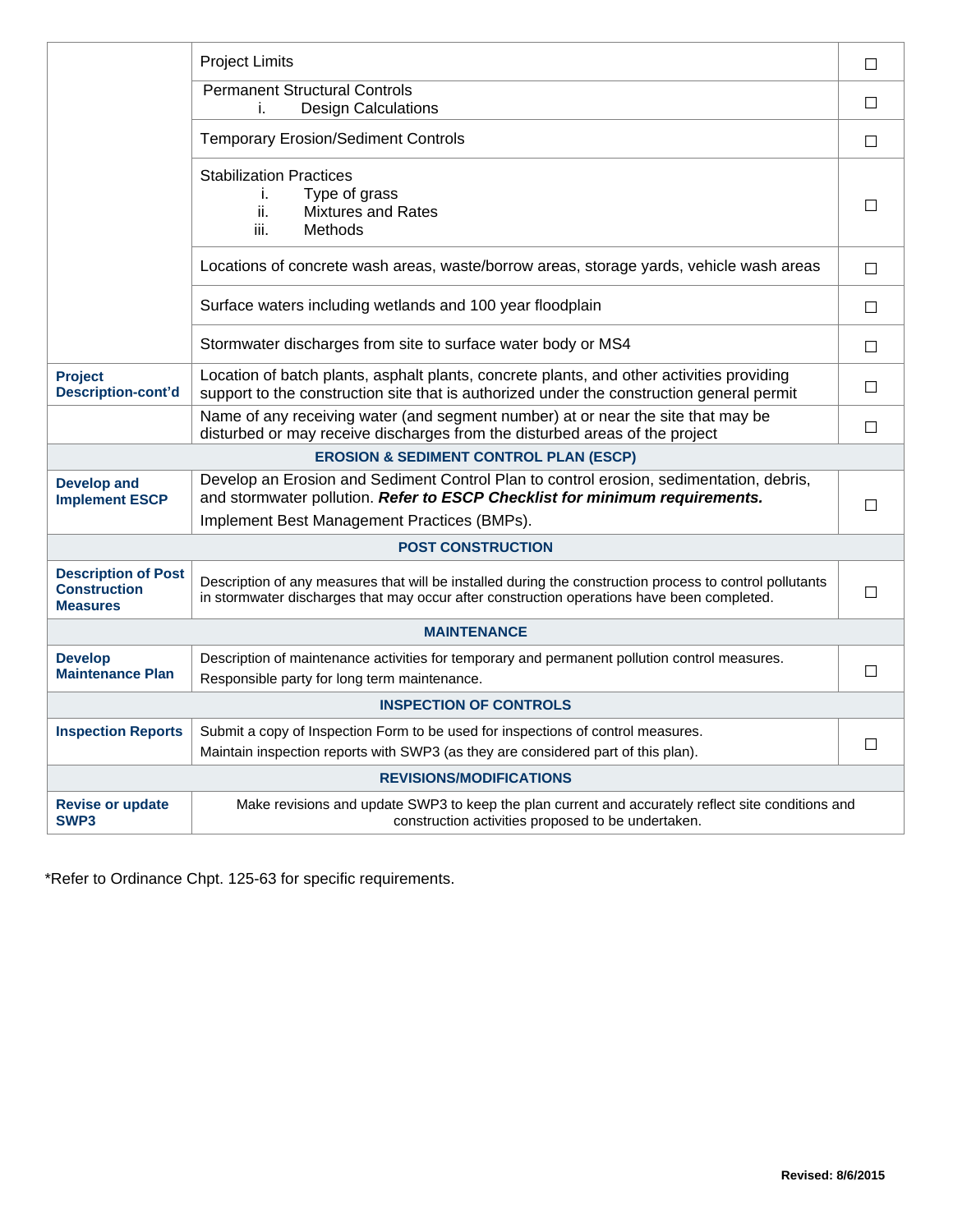| | | |
|---|---|---|
| | Project Limits | ☐ |
| | Permanent Structural Controls<br>i. Design Calculations | ☐ |
| | Temporary Erosion/Sediment Controls | ☐ |
| | Stabilization Practices<br>i. Type of grass<br>ii. Mixtures and Rates<br>iii. Methods | ☐ |
| | Locations of concrete wash areas, waste/borrow areas, storage yards, vehicle wash areas | ☐ |
| | Surface waters including wetlands and 100 year floodplain | ☐ |
| | Stormwater discharges from site to surface water body or MS4 | ☐ |
| **Project Description-cont'd** | Location of batch plants, asphalt plants, concrete plants, and other activities providing support to the construction site that is authorized under the construction general permit | ☐ |
| | Name of any receiving water (and segment number) at or near the site that may be disturbed or may receive discharges from the disturbed areas of the project | ☐ |
| **EROSION & SEDIMENT CONTROL PLAN (ESCP)** | | |
| **Develop and Implement ESCP** | Develop an Erosion and Sediment Control Plan to control erosion, sedimentation, debris, and stormwater pollution. ***Refer to ESCP Checklist for minimum requirements.***<br>Implement Best Management Practices (BMPs). | ☐ |
| **POST CONSTRUCTION** | | |
| **Description of Post Construction Measures** | Description of any measures that will be installed during the construction process to control pollutants in stormwater discharges that may occur after construction operations have been completed. | ☐ |
| **MAINTENANCE** | | |
| **Develop Maintenance Plan** | Description of maintenance activities for temporary and permanent pollution control measures.<br>Responsible party for long term maintenance. | ☐ |
| **INSPECTION OF CONTROLS** | | |
| **Inspection Reports** | Submit a copy of Inspection Form to be used for inspections of control measures.<br>Maintain inspection reports with SWP3 (as they are considered part of this plan). | ☐ |
| **REVISIONS/MODIFICATIONS** | | |
| **Revise or update SWP3** | Make revisions and update SWP3 to keep the plan current and accurately reflect site conditions and construction activities proposed to be undertaken. | |

*Refer to Ordinance Chpt. 125-63 for specific requirements.

**Revised: 8/6/2015**